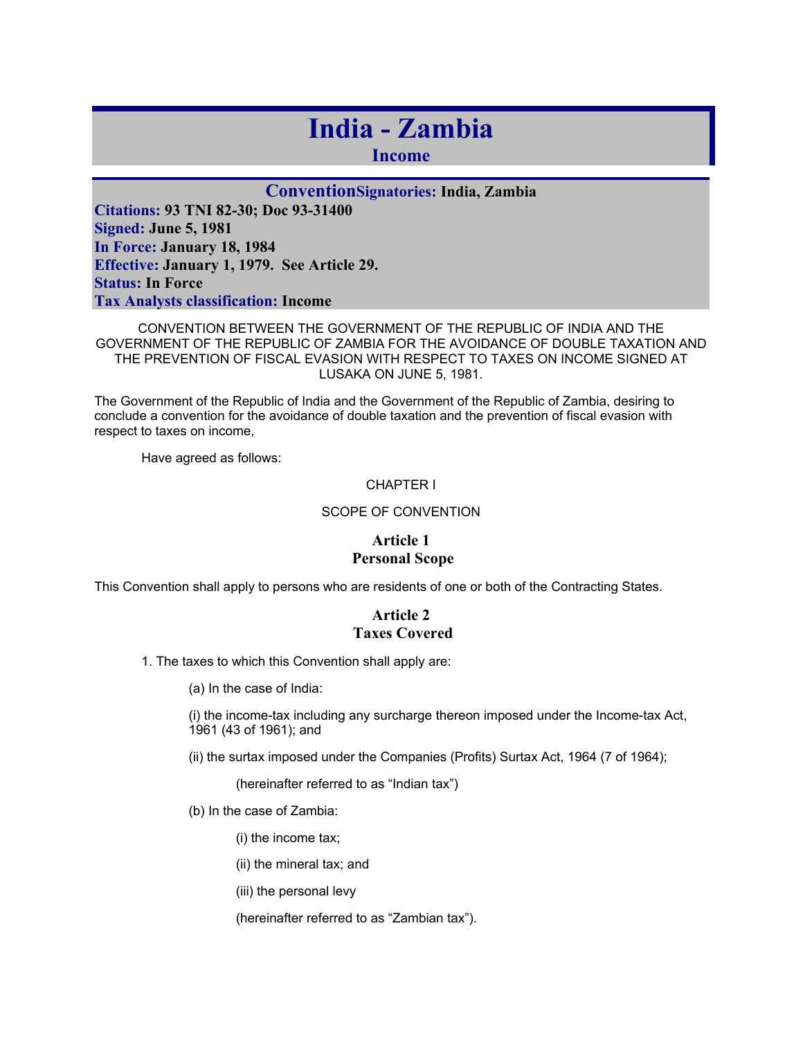# India - Zambia

## Income

**Convention** **Signatories:** India, Zambia
**Citations:** 93 TNI 82-30; Doc 93-31400
**Signed:** June 5, 1981
**In Force:** January 18, 1984
**Effective:** January 1, 1979. See Article 29.
**Status:** In Force
**Tax Analysts classification:** Income

CONVENTION BETWEEN THE GOVERNMENT OF THE REPUBLIC OF INDIA AND THE GOVERNMENT OF THE REPUBLIC OF ZAMBIA FOR THE AVOIDANCE OF DOUBLE TAXATION AND THE PREVENTION OF FISCAL EVASION WITH RESPECT TO TAXES ON INCOME SIGNED AT LUSAKA ON JUNE 5, 1981.

The Government of the Republic of India and the Government of the Republic of Zambia, desiring to conclude a convention for the avoidance of double taxation and the prevention of fiscal evasion with respect to taxes on income,

Have agreed as follows:

CHAPTER I

SCOPE OF CONVENTION

### Article 1
### Personal Scope

This Convention shall apply to persons who are residents of one or both of the Contracting States.

### Article 2
### Taxes Covered

1. The taxes to which this Convention shall apply are:

(a) In the case of India:

(i) the income-tax including any surcharge thereon imposed under the Income-tax Act, 1961 (43 of 1961); and

(ii) the surtax imposed under the Companies (Profits) Surtax Act, 1964 (7 of 1964);

(hereinafter referred to as "Indian tax")

(b) In the case of Zambia:

(i) the income tax;

(ii) the mineral tax; and

(iii) the personal levy

(hereinafter referred to as "Zambian tax").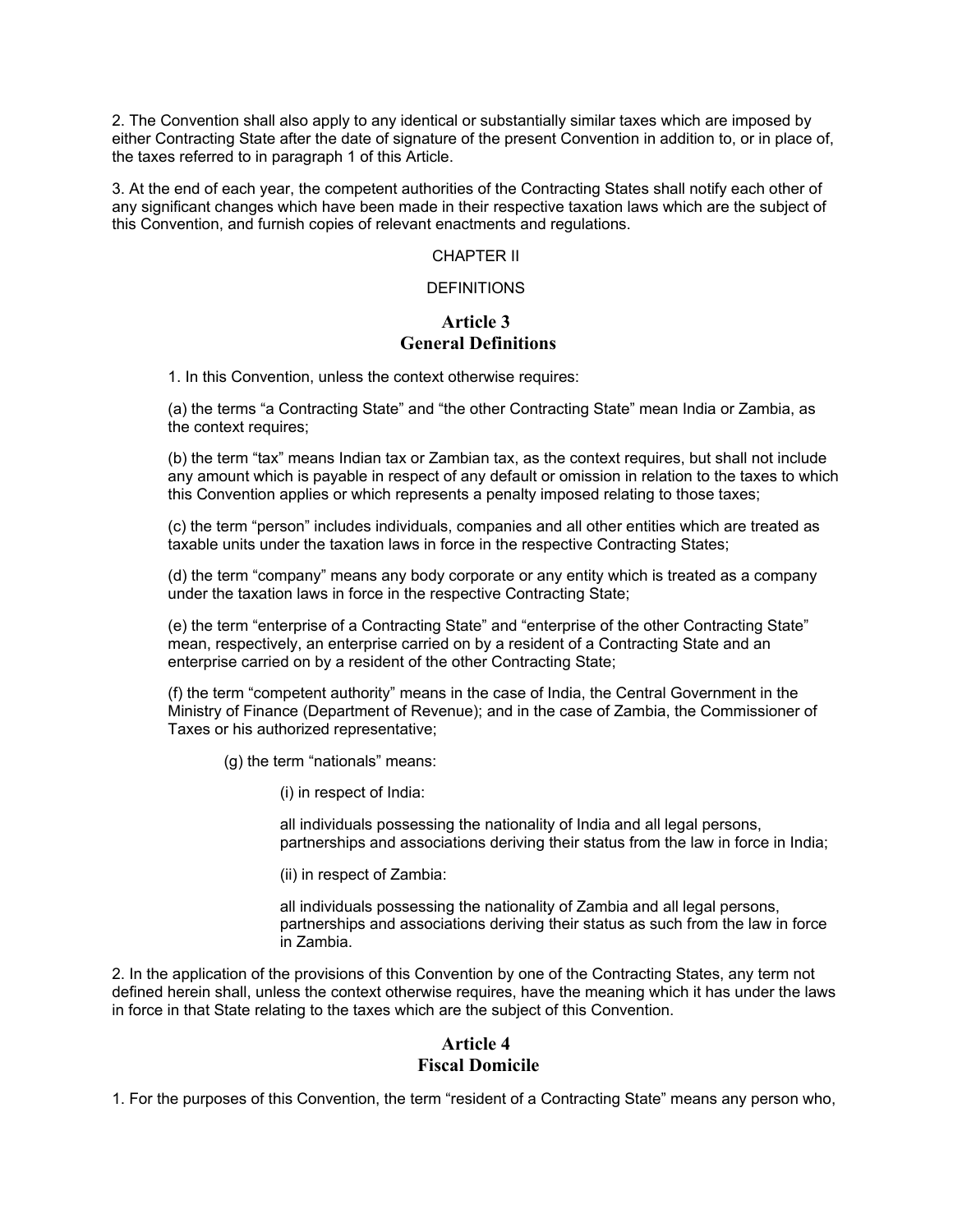2. The Convention shall also apply to any identical or substantially similar taxes which are imposed by either Contracting State after the date of signature of the present Convention in addition to, or in place of, the taxes referred to in paragraph 1 of this Article.

3. At the end of each year, the competent authorities of the Contracting States shall notify each other of any significant changes which have been made in their respective taxation laws which are the subject of this Convention, and furnish copies of relevant enactments and regulations.

CHAPTER II

DEFINITIONS

## Article 3
## General Definitions

1. In this Convention, unless the context otherwise requires:

(a) the terms "a Contracting State" and "the other Contracting State" mean India or Zambia, as the context requires;

(b) the term "tax" means Indian tax or Zambian tax, as the context requires, but shall not include any amount which is payable in respect of any default or omission in relation to the taxes to which this Convention applies or which represents a penalty imposed relating to those taxes;

(c) the term "person" includes individuals, companies and all other entities which are treated as taxable units under the taxation laws in force in the respective Contracting States;

(d) the term "company" means any body corporate or any entity which is treated as a company under the taxation laws in force in the respective Contracting State;

(e) the term "enterprise of a Contracting State" and "enterprise of the other Contracting State" mean, respectively, an enterprise carried on by a resident of a Contracting State and an enterprise carried on by a resident of the other Contracting State;

(f) the term "competent authority" means in the case of India, the Central Government in the Ministry of Finance (Department of Revenue); and in the case of Zambia, the Commissioner of Taxes or his authorized representative;

(g) the term "nationals" means:

(i) in respect of India:

all individuals possessing the nationality of India and all legal persons, partnerships and associations deriving their status from the law in force in India;

(ii) in respect of Zambia:

all individuals possessing the nationality of Zambia and all legal persons, partnerships and associations deriving their status as such from the law in force in Zambia.

2. In the application of the provisions of this Convention by one of the Contracting States, any term not defined herein shall, unless the context otherwise requires, have the meaning which it has under the laws in force in that State relating to the taxes which are the subject of this Convention.

## Article 4
## Fiscal Domicile

1. For the purposes of this Convention, the term "resident of a Contracting State" means any person who,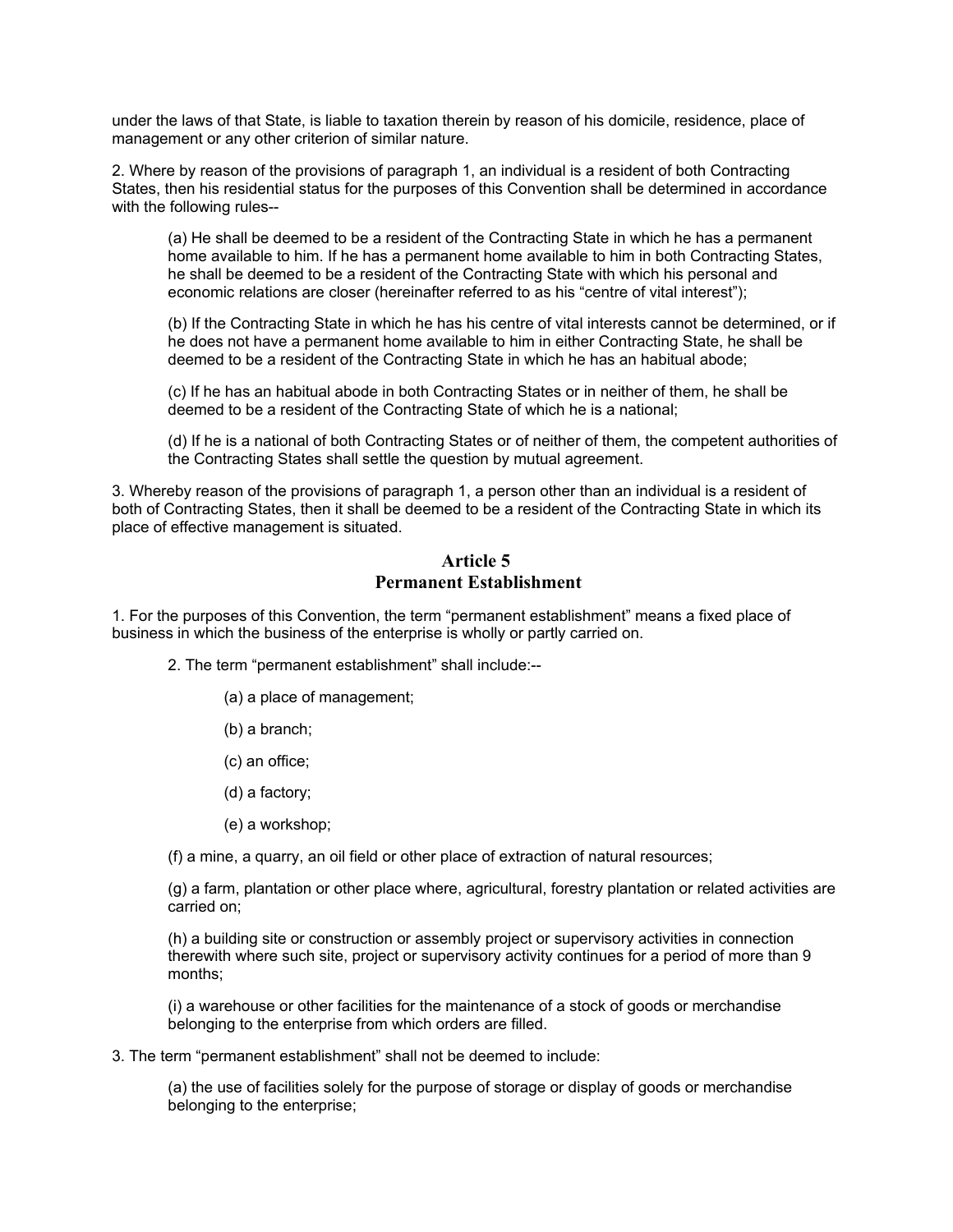under the laws of that State, is liable to taxation therein by reason of his domicile, residence, place of management or any other criterion of similar nature.

2. Where by reason of the provisions of paragraph 1, an individual is a resident of both Contracting States, then his residential status for the purposes of this Convention shall be determined in accordance with the following rules--

(a) He shall be deemed to be a resident of the Contracting State in which he has a permanent home available to him. If he has a permanent home available to him in both Contracting States, he shall be deemed to be a resident of the Contracting State with which his personal and economic relations are closer (hereinafter referred to as his "centre of vital interest");

(b) If the Contracting State in which he has his centre of vital interests cannot be determined, or if he does not have a permanent home available to him in either Contracting State, he shall be deemed to be a resident of the Contracting State in which he has an habitual abode;

(c) If he has an habitual abode in both Contracting States or in neither of them, he shall be deemed to be a resident of the Contracting State of which he is a national;

(d) If he is a national of both Contracting States or of neither of them, the competent authorities of the Contracting States shall settle the question by mutual agreement.

3. Whereby reason of the provisions of paragraph 1, a person other than an individual is a resident of both of Contracting States, then it shall be deemed to be a resident of the Contracting State in which its place of effective management is situated.

## Article 5
## Permanent Establishment

1. For the purposes of this Convention, the term "permanent establishment" means a fixed place of business in which the business of the enterprise is wholly or partly carried on.

2. The term "permanent establishment" shall include:--

(a) a place of management;

(b) a branch;

(c) an office;

(d) a factory;

(e) a workshop;

(f) a mine, a quarry, an oil field or other place of extraction of natural resources;

(g) a farm, plantation or other place where, agricultural, forestry plantation or related activities are carried on;

(h) a building site or construction or assembly project or supervisory activities in connection therewith where such site, project or supervisory activity continues for a period of more than 9 months;

(i) a warehouse or other facilities for the maintenance of a stock of goods or merchandise belonging to the enterprise from which orders are filled.

3. The term "permanent establishment" shall not be deemed to include:

(a) the use of facilities solely for the purpose of storage or display of goods or merchandise belonging to the enterprise;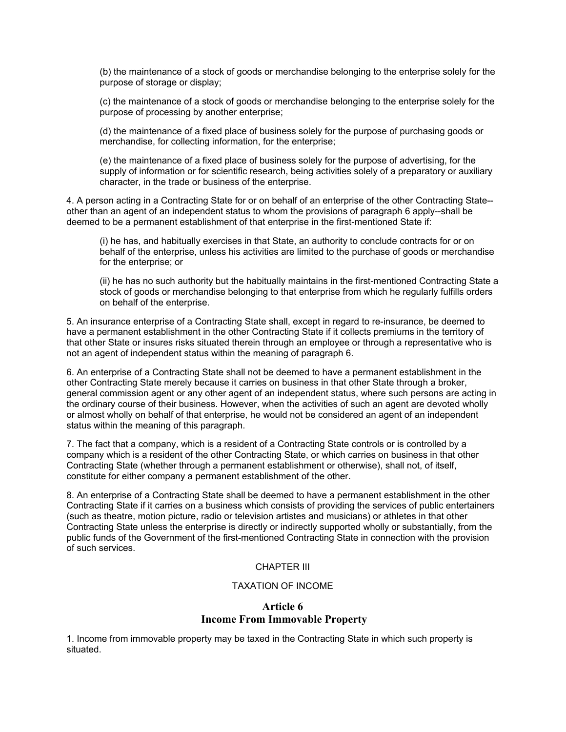(b) the maintenance of a stock of goods or merchandise belonging to the enterprise solely for the purpose of storage or display;

(c) the maintenance of a stock of goods or merchandise belonging to the enterprise solely for the purpose of processing by another enterprise;

(d) the maintenance of a fixed place of business solely for the purpose of purchasing goods or merchandise, for collecting information, for the enterprise;

(e) the maintenance of a fixed place of business solely for the purpose of advertising, for the supply of information or for scientific research, being activities solely of a preparatory or auxiliary character, in the trade or business of the enterprise.

4. A person acting in a Contracting State for or on behalf of an enterprise of the other Contracting State--other than an agent of an independent status to whom the provisions of paragraph 6 apply--shall be deemed to be a permanent establishment of that enterprise in the first-mentioned State if:

(i) he has, and habitually exercises in that State, an authority to conclude contracts for or on behalf of the enterprise, unless his activities are limited to the purchase of goods or merchandise for the enterprise; or

(ii) he has no such authority but the habitually maintains in the first-mentioned Contracting State a stock of goods or merchandise belonging to that enterprise from which he regularly fulfills orders on behalf of the enterprise.

5. An insurance enterprise of a Contracting State shall, except in regard to re-insurance, be deemed to have a permanent establishment in the other Contracting State if it collects premiums in the territory of that other State or insures risks situated therein through an employee or through a representative who is not an agent of independent status within the meaning of paragraph 6.

6. An enterprise of a Contracting State shall not be deemed to have a permanent establishment in the other Contracting State merely because it carries on business in that other State through a broker, general commission agent or any other agent of an independent status, where such persons are acting in the ordinary course of their business. However, when the activities of such an agent are devoted wholly or almost wholly on behalf of that enterprise, he would not be considered an agent of an independent status within the meaning of this paragraph.

7. The fact that a company, which is a resident of a Contracting State controls or is controlled by a company which is a resident of the other Contracting State, or which carries on business in that other Contracting State (whether through a permanent establishment or otherwise), shall not, of itself, constitute for either company a permanent establishment of the other.

8. An enterprise of a Contracting State shall be deemed to have a permanent establishment in the other Contracting State if it carries on a business which consists of providing the services of public entertainers (such as theatre, motion picture, radio or television artistes and musicians) or athletes in that other Contracting State unless the enterprise is directly or indirectly supported wholly or substantially, from the public funds of the Government of the first-mentioned Contracting State in connection with the provision of such services.

CHAPTER III

TAXATION OF INCOME

## Article 6
## Income From Immovable Property

1. Income from immovable property may be taxed in the Contracting State in which such property is situated.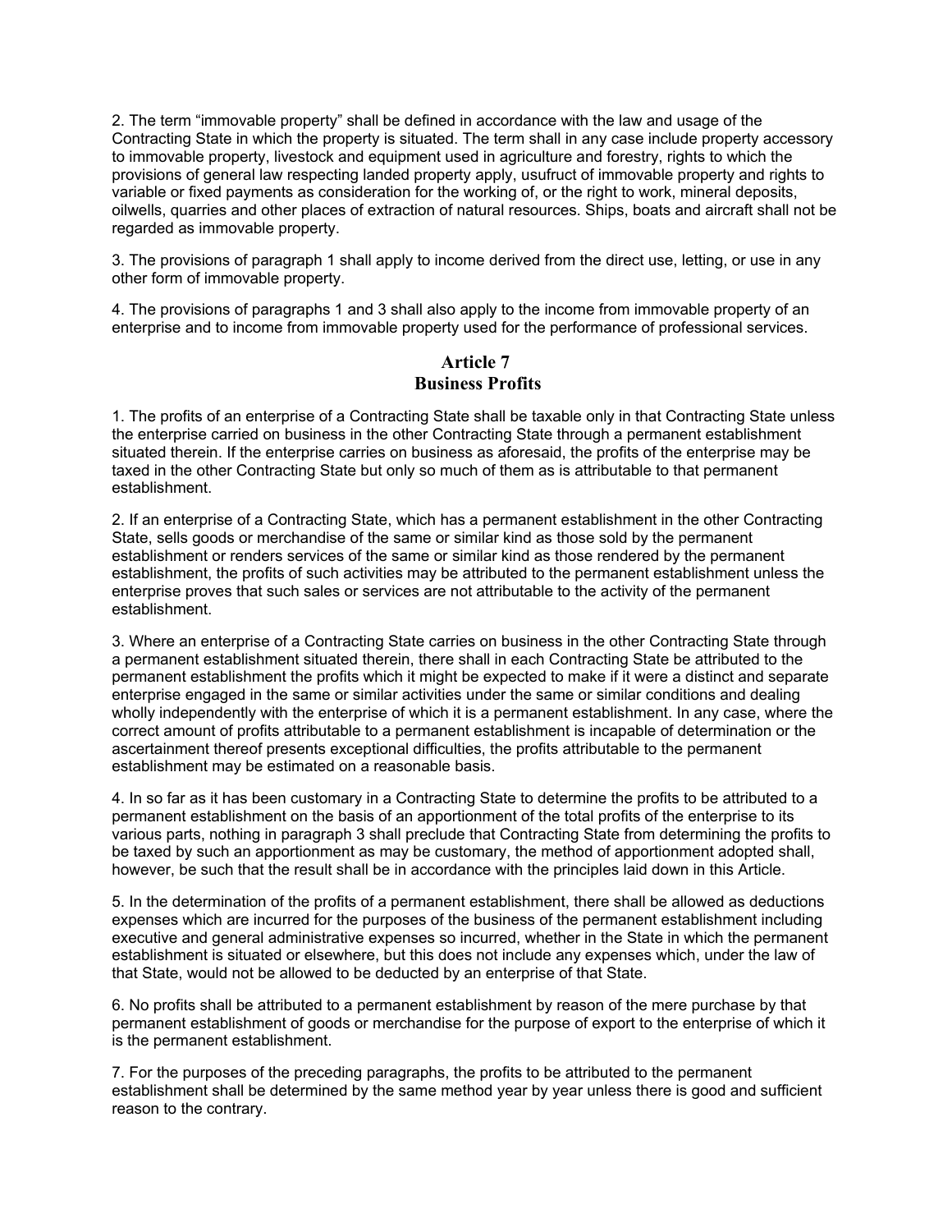2. The term “immovable property” shall be defined in accordance with the law and usage of the Contracting State in which the property is situated. The term shall in any case include property accessory to immovable property, livestock and equipment used in agriculture and forestry, rights to which the provisions of general law respecting landed property apply, usufruct of immovable property and rights to variable or fixed payments as consideration for the working of, or the right to work, mineral deposits, oilwells, quarries and other places of extraction of natural resources. Ships, boats and aircraft shall not be regarded as immovable property.

3. The provisions of paragraph 1 shall apply to income derived from the direct use, letting, or use in any other form of immovable property.

4. The provisions of paragraphs 1 and 3 shall also apply to the income from immovable property of an enterprise and to income from immovable property used for the performance of professional services.

## Article 7
## Business Profits

1. The profits of an enterprise of a Contracting State shall be taxable only in that Contracting State unless the enterprise carried on business in the other Contracting State through a permanent establishment situated therein. If the enterprise carries on business as aforesaid, the profits of the enterprise may be taxed in the other Contracting State but only so much of them as is attributable to that permanent establishment.

2. If an enterprise of a Contracting State, which has a permanent establishment in the other Contracting State, sells goods or merchandise of the same or similar kind as those sold by the permanent establishment or renders services of the same or similar kind as those rendered by the permanent establishment, the profits of such activities may be attributed to the permanent establishment unless the enterprise proves that such sales or services are not attributable to the activity of the permanent establishment.

3. Where an enterprise of a Contracting State carries on business in the other Contracting State through a permanent establishment situated therein, there shall in each Contracting State be attributed to the permanent establishment the profits which it might be expected to make if it were a distinct and separate enterprise engaged in the same or similar activities under the same or similar conditions and dealing wholly independently with the enterprise of which it is a permanent establishment. In any case, where the correct amount of profits attributable to a permanent establishment is incapable of determination or the ascertainment thereof presents exceptional difficulties, the profits attributable to the permanent establishment may be estimated on a reasonable basis.

4. In so far as it has been customary in a Contracting State to determine the profits to be attributed to a permanent establishment on the basis of an apportionment of the total profits of the enterprise to its various parts, nothing in paragraph 3 shall preclude that Contracting State from determining the profits to be taxed by such an apportionment as may be customary, the method of apportionment adopted shall, however, be such that the result shall be in accordance with the principles laid down in this Article.

5. In the determination of the profits of a permanent establishment, there shall be allowed as deductions expenses which are incurred for the purposes of the business of the permanent establishment including executive and general administrative expenses so incurred, whether in the State in which the permanent establishment is situated or elsewhere, but this does not include any expenses which, under the law of that State, would not be allowed to be deducted by an enterprise of that State.

6. No profits shall be attributed to a permanent establishment by reason of the mere purchase by that permanent establishment of goods or merchandise for the purpose of export to the enterprise of which it is the permanent establishment.

7. For the purposes of the preceding paragraphs, the profits to be attributed to the permanent establishment shall be determined by the same method year by year unless there is good and sufficient reason to the contrary.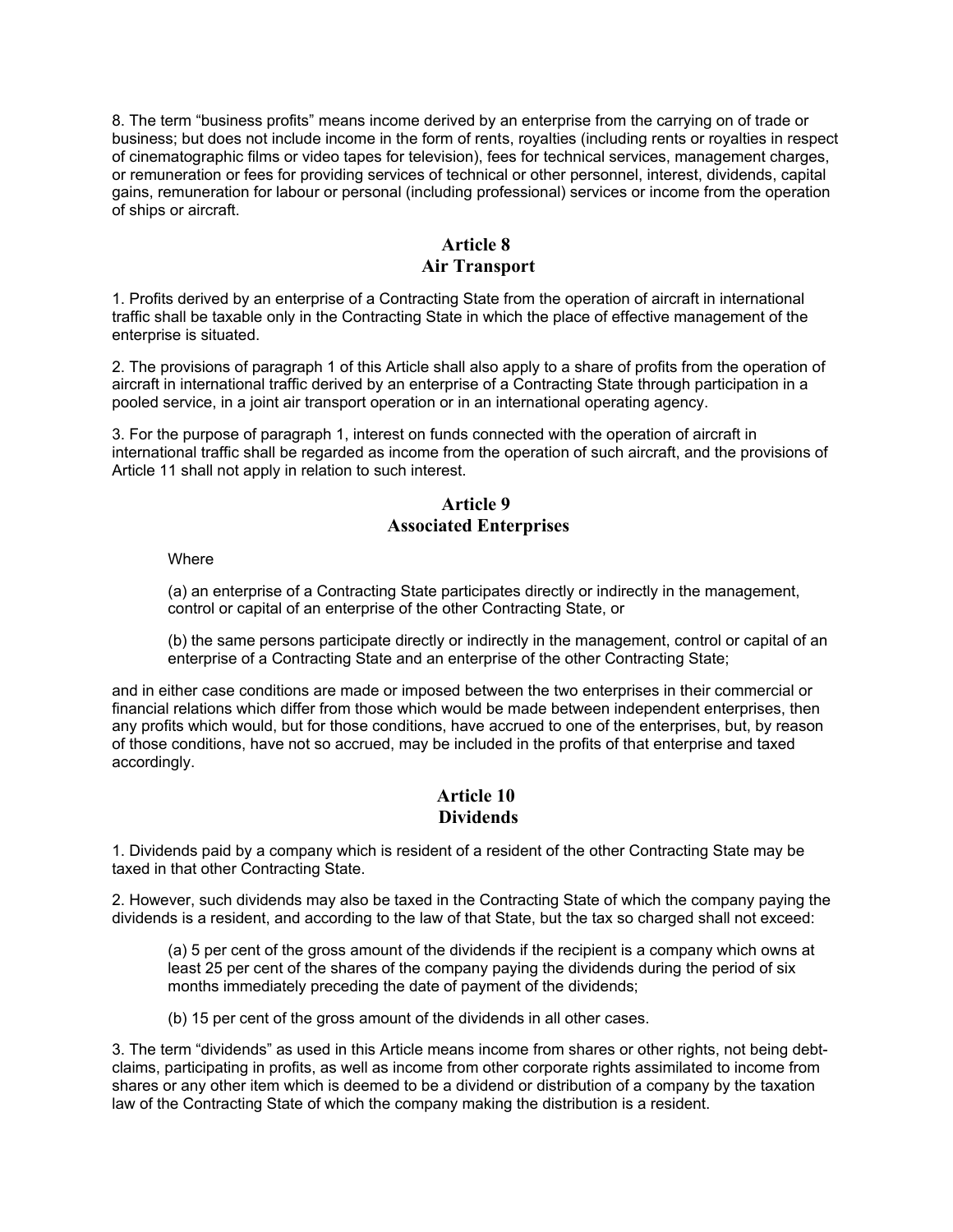8. The term "business profits" means income derived by an enterprise from the carrying on of trade or business; but does not include income in the form of rents, royalties (including rents or royalties in respect of cinematographic films or video tapes for television), fees for technical services, management charges, or remuneration or fees for providing services of technical or other personnel, interest, dividends, capital gains, remuneration for labour or personal (including professional) services or income from the operation of ships or aircraft.

## Article 8
## Air Transport

1. Profits derived by an enterprise of a Contracting State from the operation of aircraft in international traffic shall be taxable only in the Contracting State in which the place of effective management of the enterprise is situated.

2. The provisions of paragraph 1 of this Article shall also apply to a share of profits from the operation of aircraft in international traffic derived by an enterprise of a Contracting State through participation in a pooled service, in a joint air transport operation or in an international operating agency.

3. For the purpose of paragraph 1, interest on funds connected with the operation of aircraft in international traffic shall be regarded as income from the operation of such aircraft, and the provisions of Article 11 shall not apply in relation to such interest.

## Article 9
## Associated Enterprises

Where

(a) an enterprise of a Contracting State participates directly or indirectly in the management, control or capital of an enterprise of the other Contracting State, or

(b) the same persons participate directly or indirectly in the management, control or capital of an enterprise of a Contracting State and an enterprise of the other Contracting State;

and in either case conditions are made or imposed between the two enterprises in their commercial or financial relations which differ from those which would be made between independent enterprises, then any profits which would, but for those conditions, have accrued to one of the enterprises, but, by reason of those conditions, have not so accrued, may be included in the profits of that enterprise and taxed accordingly.

## Article 10
## Dividends

1. Dividends paid by a company which is resident of a resident of the other Contracting State may be taxed in that other Contracting State.

2. However, such dividends may also be taxed in the Contracting State of which the company paying the dividends is a resident, and according to the law of that State, but the tax so charged shall not exceed:

(a) 5 per cent of the gross amount of the dividends if the recipient is a company which owns at least 25 per cent of the shares of the company paying the dividends during the period of six months immediately preceding the date of payment of the dividends;

(b) 15 per cent of the gross amount of the dividends in all other cases.

3. The term "dividends" as used in this Article means income from shares or other rights, not being debt-claims, participating in profits, as well as income from other corporate rights assimilated to income from shares or any other item which is deemed to be a dividend or distribution of a company by the taxation law of the Contracting State of which the company making the distribution is a resident.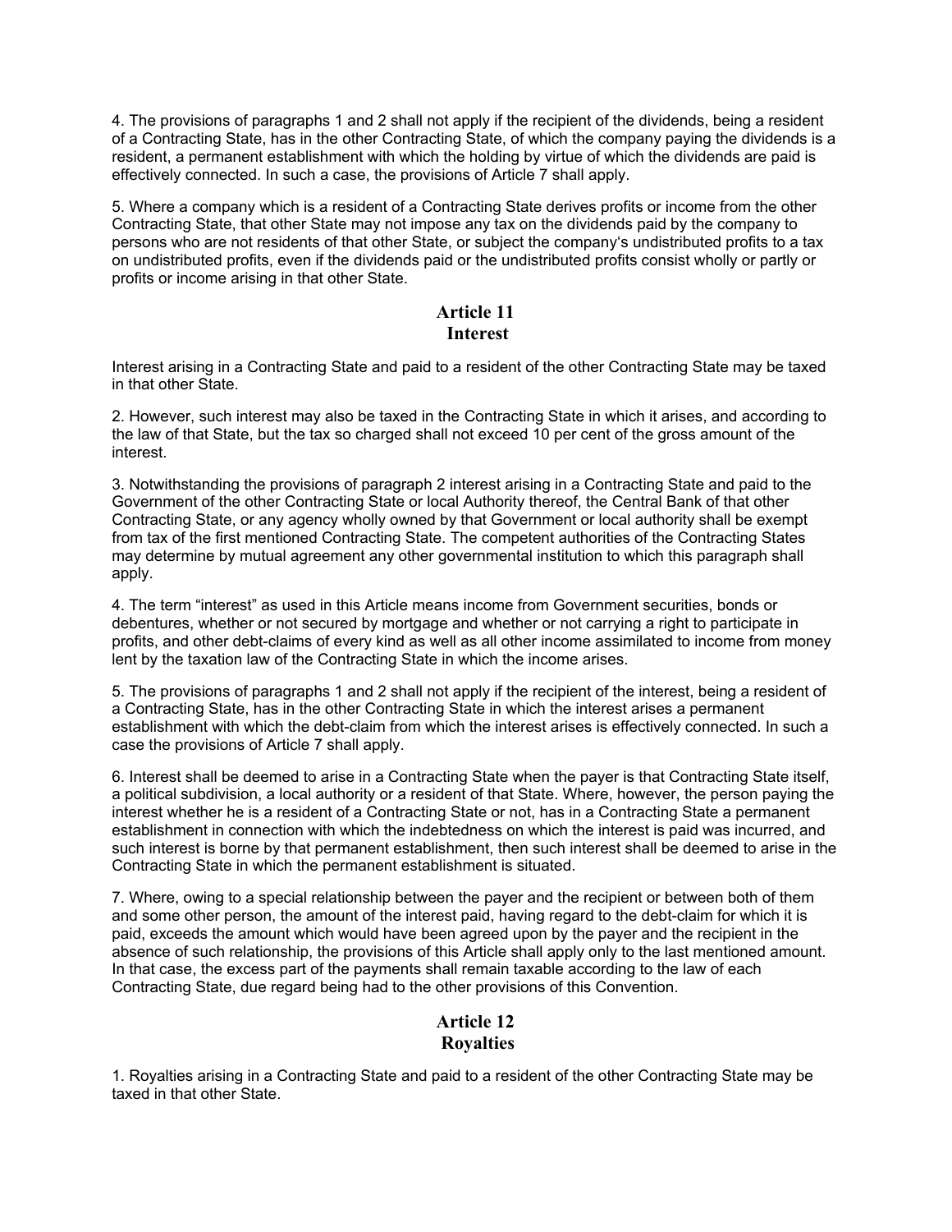4. The provisions of paragraphs 1 and 2 shall not apply if the recipient of the dividends, being a resident of a Contracting State, has in the other Contracting State, of which the company paying the dividends is a resident, a permanent establishment with which the holding by virtue of which the dividends are paid is effectively connected. In such a case, the provisions of Article 7 shall apply.

5. Where a company which is a resident of a Contracting State derives profits or income from the other Contracting State, that other State may not impose any tax on the dividends paid by the company to persons who are not residents of that other State, or subject the company's undistributed profits to a tax on undistributed profits, even if the dividends paid or the undistributed profits consist wholly or partly or profits or income arising in that other State.

## Article 11
## Interest

Interest arising in a Contracting State and paid to a resident of the other Contracting State may be taxed in that other State.

2. However, such interest may also be taxed in the Contracting State in which it arises, and according to the law of that State, but the tax so charged shall not exceed 10 per cent of the gross amount of the interest.

3. Notwithstanding the provisions of paragraph 2 interest arising in a Contracting State and paid to the Government of the other Contracting State or local Authority thereof, the Central Bank of that other Contracting State, or any agency wholly owned by that Government or local authority shall be exempt from tax of the first mentioned Contracting State. The competent authorities of the Contracting States may determine by mutual agreement any other governmental institution to which this paragraph shall apply.

4. The term "interest" as used in this Article means income from Government securities, bonds or debentures, whether or not secured by mortgage and whether or not carrying a right to participate in profits, and other debt-claims of every kind as well as all other income assimilated to income from money lent by the taxation law of the Contracting State in which the income arises.

5. The provisions of paragraphs 1 and 2 shall not apply if the recipient of the interest, being a resident of a Contracting State, has in the other Contracting State in which the interest arises a permanent establishment with which the debt-claim from which the interest arises is effectively connected. In such a case the provisions of Article 7 shall apply.

6. Interest shall be deemed to arise in a Contracting State when the payer is that Contracting State itself, a political subdivision, a local authority or a resident of that State. Where, however, the person paying the interest whether he is a resident of a Contracting State or not, has in a Contracting State a permanent establishment in connection with which the indebtedness on which the interest is paid was incurred, and such interest is borne by that permanent establishment, then such interest shall be deemed to arise in the Contracting State in which the permanent establishment is situated.

7. Where, owing to a special relationship between the payer and the recipient or between both of them and some other person, the amount of the interest paid, having regard to the debt-claim for which it is paid, exceeds the amount which would have been agreed upon by the payer and the recipient in the absence of such relationship, the provisions of this Article shall apply only to the last mentioned amount. In that case, the excess part of the payments shall remain taxable according to the law of each Contracting State, due regard being had to the other provisions of this Convention.

## Article 12
## Royalties

1. Royalties arising in a Contracting State and paid to a resident of the other Contracting State may be taxed in that other State.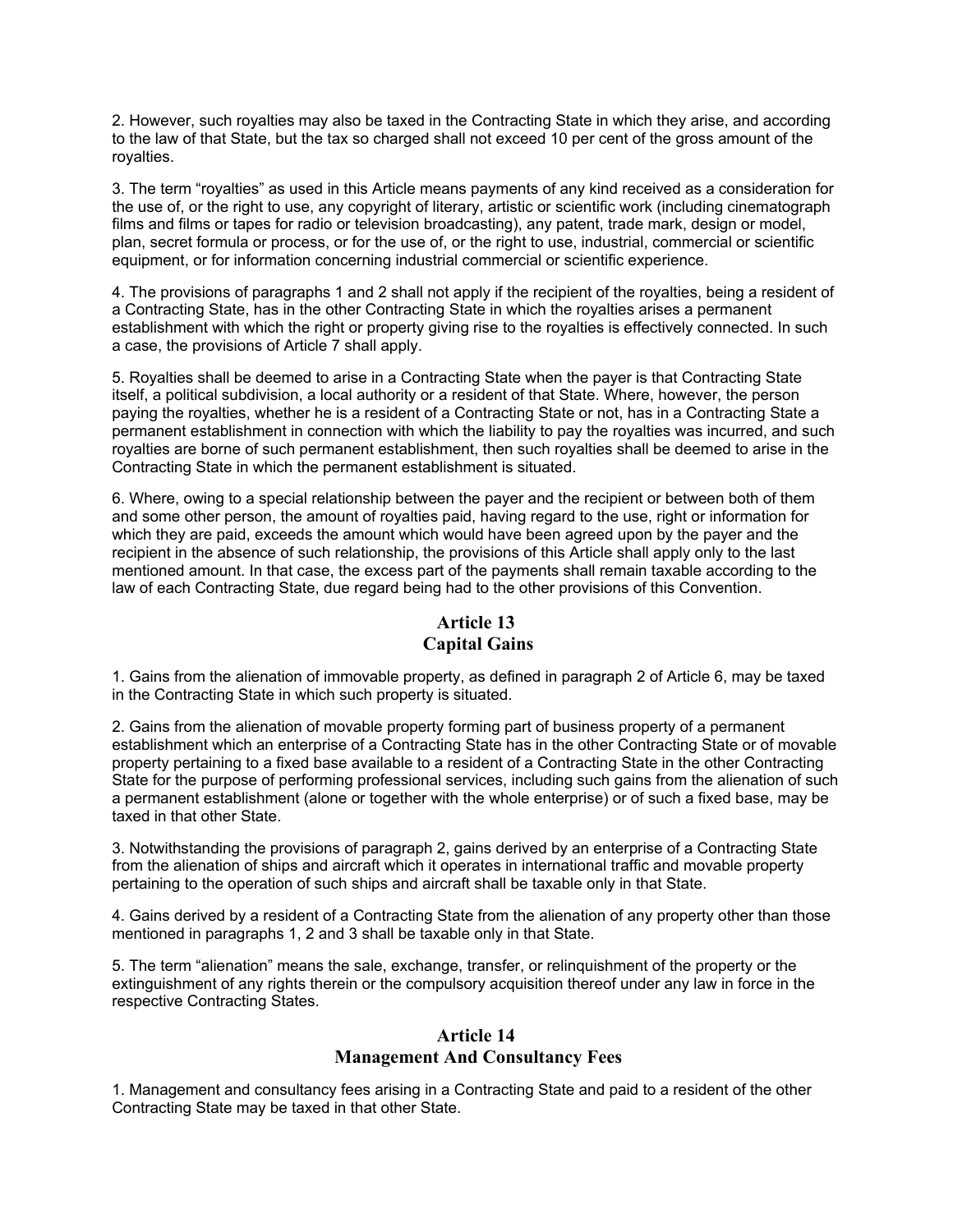2. However, such royalties may also be taxed in the Contracting State in which they arise, and according to the law of that State, but the tax so charged shall not exceed 10 per cent of the gross amount of the royalties.

3. The term “royalties” as used in this Article means payments of any kind received as a consideration for the use of, or the right to use, any copyright of literary, artistic or scientific work (including cinematograph films and films or tapes for radio or television broadcasting), any patent, trade mark, design or model, plan, secret formula or process, or for the use of, or the right to use, industrial, commercial or scientific equipment, or for information concerning industrial commercial or scientific experience.

4. The provisions of paragraphs 1 and 2 shall not apply if the recipient of the royalties, being a resident of a Contracting State, has in the other Contracting State in which the royalties arises a permanent establishment with which the right or property giving rise to the royalties is effectively connected. In such a case, the provisions of Article 7 shall apply.

5. Royalties shall be deemed to arise in a Contracting State when the payer is that Contracting State itself, a political subdivision, a local authority or a resident of that State. Where, however, the person paying the royalties, whether he is a resident of a Contracting State or not, has in a Contracting State a permanent establishment in connection with which the liability to pay the royalties was incurred, and such royalties are borne of such permanent establishment, then such royalties shall be deemed to arise in the Contracting State in which the permanent establishment is situated.

6. Where, owing to a special relationship between the payer and the recipient or between both of them and some other person, the amount of royalties paid, having regard to the use, right or information for which they are paid, exceeds the amount which would have been agreed upon by the payer and the recipient in the absence of such relationship, the provisions of this Article shall apply only to the last mentioned amount. In that case, the excess part of the payments shall remain taxable according to the law of each Contracting State, due regard being had to the other provisions of this Convention.

## Article 13
## Capital Gains

1. Gains from the alienation of immovable property, as defined in paragraph 2 of Article 6, may be taxed in the Contracting State in which such property is situated.

2. Gains from the alienation of movable property forming part of business property of a permanent establishment which an enterprise of a Contracting State has in the other Contracting State or of movable property pertaining to a fixed base available to a resident of a Contracting State in the other Contracting State for the purpose of performing professional services, including such gains from the alienation of such a permanent establishment (alone or together with the whole enterprise) or of such a fixed base, may be taxed in that other State.

3. Notwithstanding the provisions of paragraph 2, gains derived by an enterprise of a Contracting State from the alienation of ships and aircraft which it operates in international traffic and movable property pertaining to the operation of such ships and aircraft shall be taxable only in that State.

4. Gains derived by a resident of a Contracting State from the alienation of any property other than those mentioned in paragraphs 1, 2 and 3 shall be taxable only in that State.

5. The term “alienation” means the sale, exchange, transfer, or relinquishment of the property or the extinguishment of any rights therein or the compulsory acquisition thereof under any law in force in the respective Contracting States.

## Article 14
## Management And Consultancy Fees

1. Management and consultancy fees arising in a Contracting State and paid to a resident of the other Contracting State may be taxed in that other State.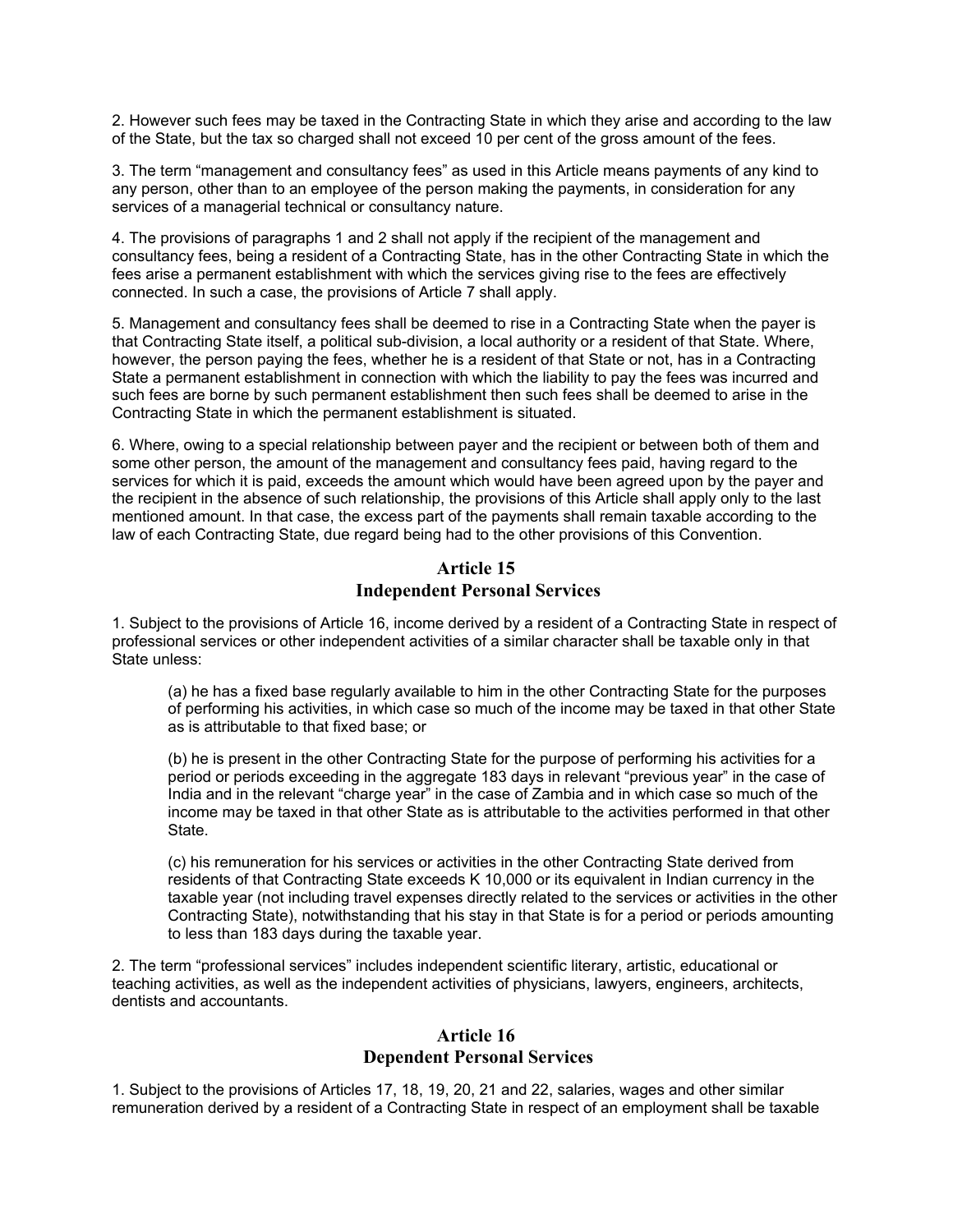2. However such fees may be taxed in the Contracting State in which they arise and according to the law of the State, but the tax so charged shall not exceed 10 per cent of the gross amount of the fees.

3. The term "management and consultancy fees" as used in this Article means payments of any kind to any person, other than to an employee of the person making the payments, in consideration for any services of a managerial technical or consultancy nature.

4. The provisions of paragraphs 1 and 2 shall not apply if the recipient of the management and consultancy fees, being a resident of a Contracting State, has in the other Contracting State in which the fees arise a permanent establishment with which the services giving rise to the fees are effectively connected. In such a case, the provisions of Article 7 shall apply.

5. Management and consultancy fees shall be deemed to rise in a Contracting State when the payer is that Contracting State itself, a political sub-division, a local authority or a resident of that State. Where, however, the person paying the fees, whether he is a resident of that State or not, has in a Contracting State a permanent establishment in connection with which the liability to pay the fees was incurred and such fees are borne by such permanent establishment then such fees shall be deemed to arise in the Contracting State in which the permanent establishment is situated.

6. Where, owing to a special relationship between payer and the recipient or between both of them and some other person, the amount of the management and consultancy fees paid, having regard to the services for which it is paid, exceeds the amount which would have been agreed upon by the payer and the recipient in the absence of such relationship, the provisions of this Article shall apply only to the last mentioned amount. In that case, the excess part of the payments shall remain taxable according to the law of each Contracting State, due regard being had to the other provisions of this Convention.

## Article 15
## Independent Personal Services

1. Subject to the provisions of Article 16, income derived by a resident of a Contracting State in respect of professional services or other independent activities of a similar character shall be taxable only in that State unless:

(a) he has a fixed base regularly available to him in the other Contracting State for the purposes of performing his activities, in which case so much of the income may be taxed in that other State as is attributable to that fixed base; or

(b) he is present in the other Contracting State for the purpose of performing his activities for a period or periods exceeding in the aggregate 183 days in relevant "previous year" in the case of India and in the relevant "charge year" in the case of Zambia and in which case so much of the income may be taxed in that other State as is attributable to the activities performed in that other State.

(c) his remuneration for his services or activities in the other Contracting State derived from residents of that Contracting State exceeds K 10,000 or its equivalent in Indian currency in the taxable year (not including travel expenses directly related to the services or activities in the other Contracting State), notwithstanding that his stay in that State is for a period or periods amounting to less than 183 days during the taxable year.

2. The term "professional services" includes independent scientific literary, artistic, educational or teaching activities, as well as the independent activities of physicians, lawyers, engineers, architects, dentists and accountants.

## Article 16
## Dependent Personal Services

1. Subject to the provisions of Articles 17, 18, 19, 20, 21 and 22, salaries, wages and other similar remuneration derived by a resident of a Contracting State in respect of an employment shall be taxable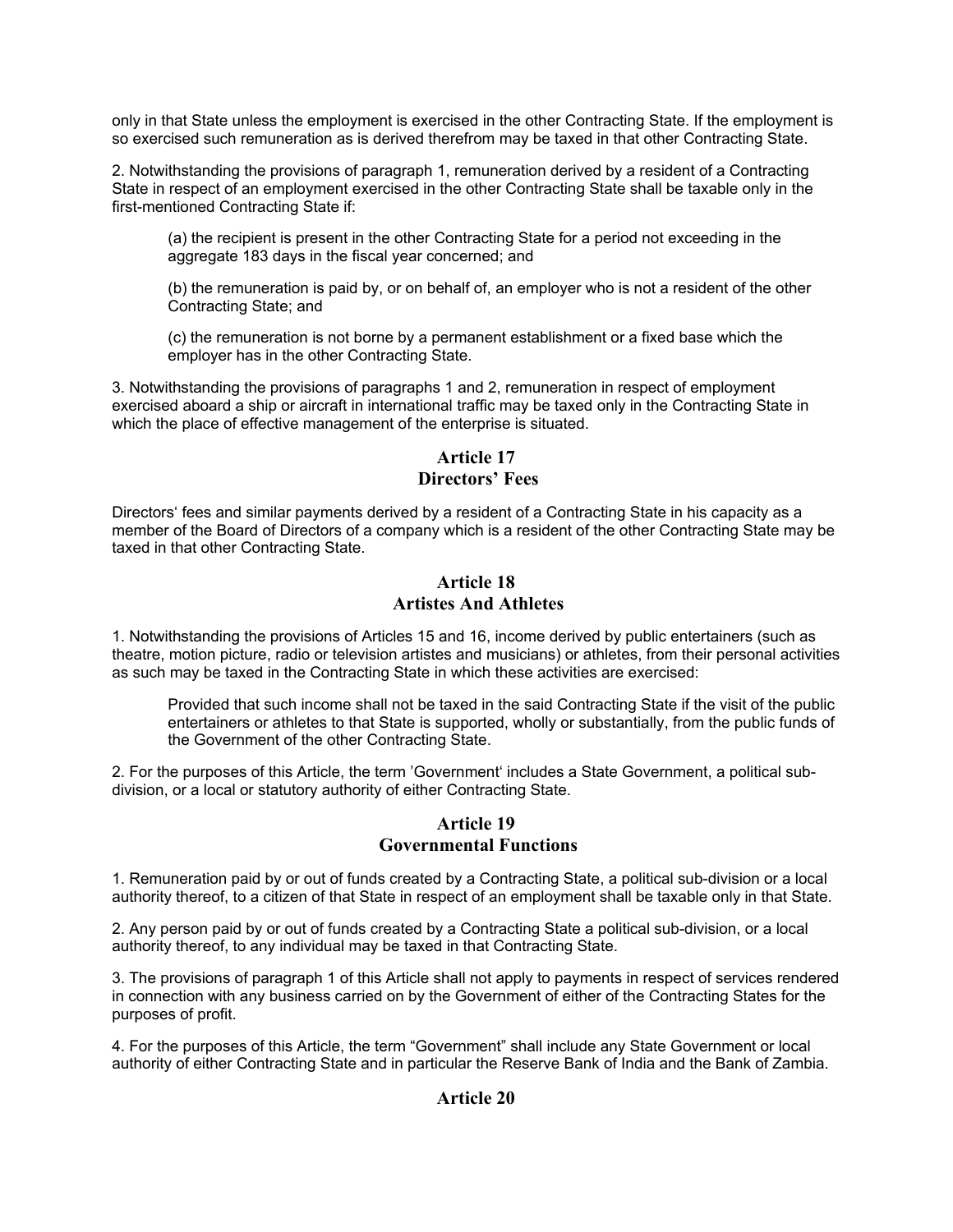only in that State unless the employment is exercised in the other Contracting State. If the employment is so exercised such remuneration as is derived therefrom may be taxed in that other Contracting State.

2. Notwithstanding the provisions of paragraph 1, remuneration derived by a resident of a Contracting State in respect of an employment exercised in the other Contracting State shall be taxable only in the first-mentioned Contracting State if:

> (a) the recipient is present in the other Contracting State for a period not exceeding in the aggregate 183 days in the fiscal year concerned; and
>
> (b) the remuneration is paid by, or on behalf of, an employer who is not a resident of the other Contracting State; and
>
> (c) the remuneration is not borne by a permanent establishment or a fixed base which the employer has in the other Contracting State.

3. Notwithstanding the provisions of paragraphs 1 and 2, remuneration in respect of employment exercised aboard a ship or aircraft in international traffic may be taxed only in the Contracting State in which the place of effective management of the enterprise is situated.

## Article 17
## Directors' Fees

Directors' fees and similar payments derived by a resident of a Contracting State in his capacity as a member of the Board of Directors of a company which is a resident of the other Contracting State may be taxed in that other Contracting State.

## Article 18
## Artistes And Athletes

1. Notwithstanding the provisions of Articles 15 and 16, income derived by public entertainers (such as theatre, motion picture, radio or television artistes and musicians) or athletes, from their personal activities as such may be taxed in the Contracting State in which these activities are exercised:

> Provided that such income shall not be taxed in the said Contracting State if the visit of the public entertainers or athletes to that State is supported, wholly or substantially, from the public funds of the Government of the other Contracting State.

2. For the purposes of this Article, the term 'Government' includes a State Government, a political sub-division, or a local or statutory authority of either Contracting State.

## Article 19
## Governmental Functions

1. Remuneration paid by or out of funds created by a Contracting State, a political sub-division or a local authority thereof, to a citizen of that State in respect of an employment shall be taxable only in that State.

2. Any person paid by or out of funds created by a Contracting State a political sub-division, or a local authority thereof, to any individual may be taxed in that Contracting State.

3. The provisions of paragraph 1 of this Article shall not apply to payments in respect of services rendered in connection with any business carried on by the Government of either of the Contracting States for the purposes of profit.

4. For the purposes of this Article, the term "Government" shall include any State Government or local authority of either Contracting State and in particular the Reserve Bank of India and the Bank of Zambia.

## Article 20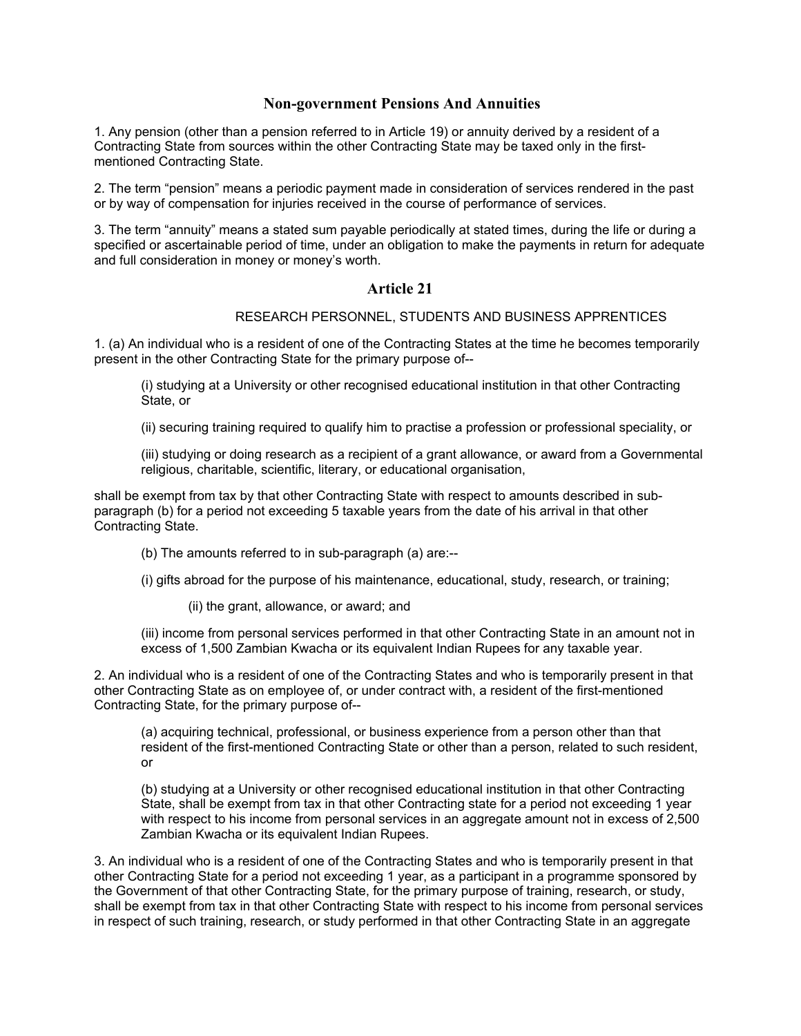### Non-government Pensions And Annuities

1. Any pension (other than a pension referred to in Article 19) or annuity derived by a resident of a Contracting State from sources within the other Contracting State may be taxed only in the first-mentioned Contracting State.

2. The term "pension" means a periodic payment made in consideration of services rendered in the past or by way of compensation for injuries received in the course of performance of services.

3. The term "annuity" means a stated sum payable periodically at stated times, during the life or during a specified or ascertainable period of time, under an obligation to make the payments in return for adequate and full consideration in money or money's worth.

## Article 21

RESEARCH PERSONNEL, STUDENTS AND BUSINESS APPRENTICES

1. (a) An individual who is a resident of one of the Contracting States at the time he becomes temporarily present in the other Contracting State for the primary purpose of--

(i) studying at a University or other recognised educational institution in that other Contracting State, or

(ii) securing training required to qualify him to practise a profession or professional speciality, or

(iii) studying or doing research as a recipient of a grant allowance, or award from a Governmental religious, charitable, scientific, literary, or educational organisation,

shall be exempt from tax by that other Contracting State with respect to amounts described in sub-paragraph (b) for a period not exceeding 5 taxable years from the date of his arrival in that other Contracting State.

(b) The amounts referred to in sub-paragraph (a) are:--

(i) gifts abroad for the purpose of his maintenance, educational, study, research, or training;

(ii) the grant, allowance, or award; and

(iii) income from personal services performed in that other Contracting State in an amount not in excess of 1,500 Zambian Kwacha or its equivalent Indian Rupees for any taxable year.

2. An individual who is a resident of one of the Contracting States and who is temporarily present in that other Contracting State as on employee of, or under contract with, a resident of the first-mentioned Contracting State, for the primary purpose of--

(a) acquiring technical, professional, or business experience from a person other than that resident of the first-mentioned Contracting State or other than a person, related to such resident, or

(b) studying at a University or other recognised educational institution in that other Contracting State, shall be exempt from tax in that other Contracting state for a period not exceeding 1 year with respect to his income from personal services in an aggregate amount not in excess of 2,500 Zambian Kwacha or its equivalent Indian Rupees.

3. An individual who is a resident of one of the Contracting States and who is temporarily present in that other Contracting State for a period not exceeding 1 year, as a participant in a programme sponsored by the Government of that other Contracting State, for the primary purpose of training, research, or study, shall be exempt from tax in that other Contracting State with respect to his income from personal services in respect of such training, research, or study performed in that other Contracting State in an aggregate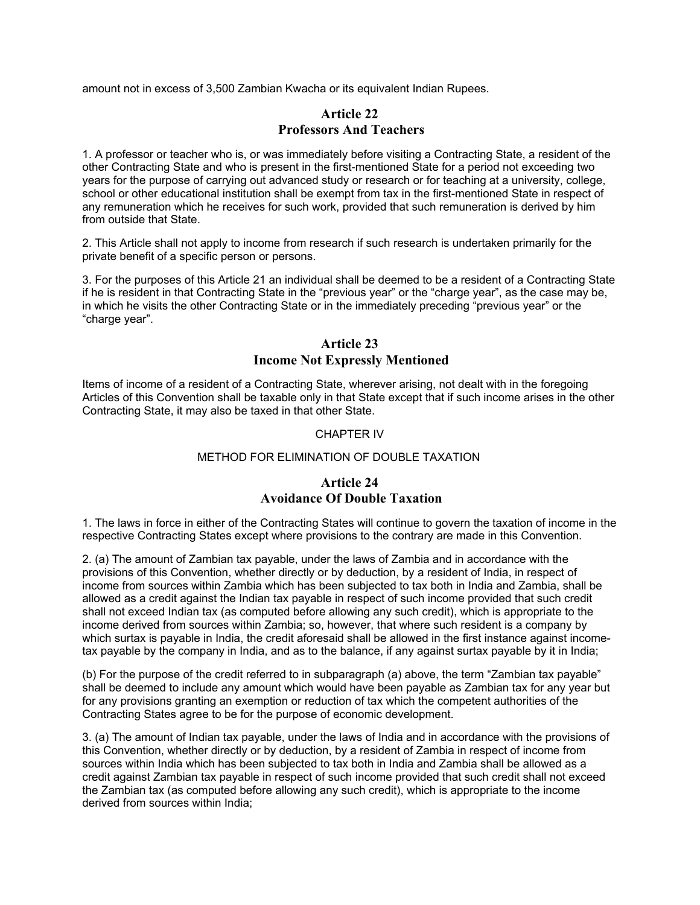amount not in excess of 3,500 Zambian Kwacha or its equivalent Indian Rupees.

## Article 22
## Professors And Teachers

1. A professor or teacher who is, or was immediately before visiting a Contracting State, a resident of the other Contracting State and who is present in the first-mentioned State for a period not exceeding two years for the purpose of carrying out advanced study or research or for teaching at a university, college, school or other educational institution shall be exempt from tax in the first-mentioned State in respect of any remuneration which he receives for such work, provided that such remuneration is derived by him from outside that State.

2. This Article shall not apply to income from research if such research is undertaken primarily for the private benefit of a specific person or persons.

3. For the purposes of this Article 21 an individual shall be deemed to be a resident of a Contracting State if he is resident in that Contracting State in the "previous year" or the "charge year", as the case may be, in which he visits the other Contracting State or in the immediately preceding "previous year" or the "charge year".

## Article 23
## Income Not Expressly Mentioned

Items of income of a resident of a Contracting State, wherever arising, not dealt with in the foregoing Articles of this Convention shall be taxable only in that State except that if such income arises in the other Contracting State, it may also be taxed in that other State.

CHAPTER IV

METHOD FOR ELIMINATION OF DOUBLE TAXATION

## Article 24
## Avoidance Of Double Taxation

1. The laws in force in either of the Contracting States will continue to govern the taxation of income in the respective Contracting States except where provisions to the contrary are made in this Convention.

2. (a) The amount of Zambian tax payable, under the laws of Zambia and in accordance with the provisions of this Convention, whether directly or by deduction, by a resident of India, in respect of income from sources within Zambia which has been subjected to tax both in India and Zambia, shall be allowed as a credit against the Indian tax payable in respect of such income provided that such credit shall not exceed Indian tax (as computed before allowing any such credit), which is appropriate to the income derived from sources within Zambia; so, however, that where such resident is a company by which surtax is payable in India, the credit aforesaid shall be allowed in the first instance against income-tax payable by the company in India, and as to the balance, if any against surtax payable by it in India;

(b) For the purpose of the credit referred to in subparagraph (a) above, the term "Zambian tax payable" shall be deemed to include any amount which would have been payable as Zambian tax for any year but for any provisions granting an exemption or reduction of tax which the competent authorities of the Contracting States agree to be for the purpose of economic development.

3. (a) The amount of Indian tax payable, under the laws of India and in accordance with the provisions of this Convention, whether directly or by deduction, by a resident of Zambia in respect of income from sources within India which has been subjected to tax both in India and Zambia shall be allowed as a credit against Zambian tax payable in respect of such income provided that such credit shall not exceed the Zambian tax (as computed before allowing any such credit), which is appropriate to the income derived from sources within India;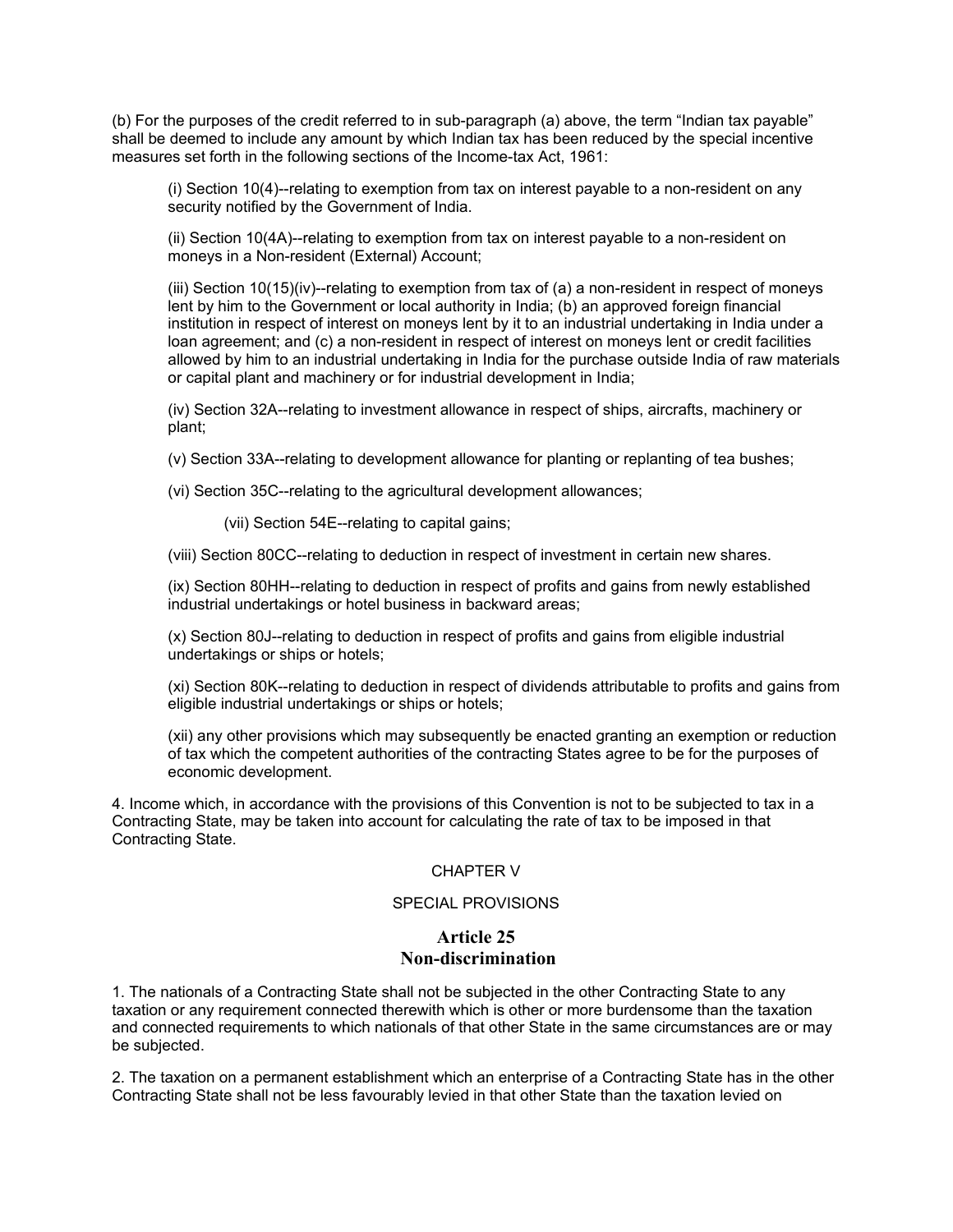(b) For the purposes of the credit referred to in sub-paragraph (a) above, the term "Indian tax payable" shall be deemed to include any amount by which Indian tax has been reduced by the special incentive measures set forth in the following sections of the Income-tax Act, 1961:

(i) Section 10(4)--relating to exemption from tax on interest payable to a non-resident on any security notified by the Government of India.

(ii) Section 10(4A)--relating to exemption from tax on interest payable to a non-resident on moneys in a Non-resident (External) Account;

(iii) Section 10(15)(iv)--relating to exemption from tax of (a) a non-resident in respect of moneys lent by him to the Government or local authority in India; (b) an approved foreign financial institution in respect of interest on moneys lent by it to an industrial undertaking in India under a loan agreement; and (c) a non-resident in respect of interest on moneys lent or credit facilities allowed by him to an industrial undertaking in India for the purchase outside India of raw materials or capital plant and machinery or for industrial development in India;

(iv) Section 32A--relating to investment allowance in respect of ships, aircrafts, machinery or plant;

(v) Section 33A--relating to development allowance for planting or replanting of tea bushes;

(vi) Section 35C--relating to the agricultural development allowances;

(vii) Section 54E--relating to capital gains;

(viii) Section 80CC--relating to deduction in respect of investment in certain new shares.

(ix) Section 80HH--relating to deduction in respect of profits and gains from newly established industrial undertakings or hotel business in backward areas;

(x) Section 80J--relating to deduction in respect of profits and gains from eligible industrial undertakings or ships or hotels;

(xi) Section 80K--relating to deduction in respect of dividends attributable to profits and gains from eligible industrial undertakings or ships or hotels;

(xii) any other provisions which may subsequently be enacted granting an exemption or reduction of tax which the competent authorities of the contracting States agree to be for the purposes of economic development.

4. Income which, in accordance with the provisions of this Convention is not to be subjected to tax in a Contracting State, may be taken into account for calculating the rate of tax to be imposed in that Contracting State.

## CHAPTER V

## SPECIAL PROVISIONS

### Article 25
### Non-discrimination

1. The nationals of a Contracting State shall not be subjected in the other Contracting State to any taxation or any requirement connected therewith which is other or more burdensome than the taxation and connected requirements to which nationals of that other State in the same circumstances are or may be subjected.

2. The taxation on a permanent establishment which an enterprise of a Contracting State has in the other Contracting State shall not be less favourably levied in that other State than the taxation levied on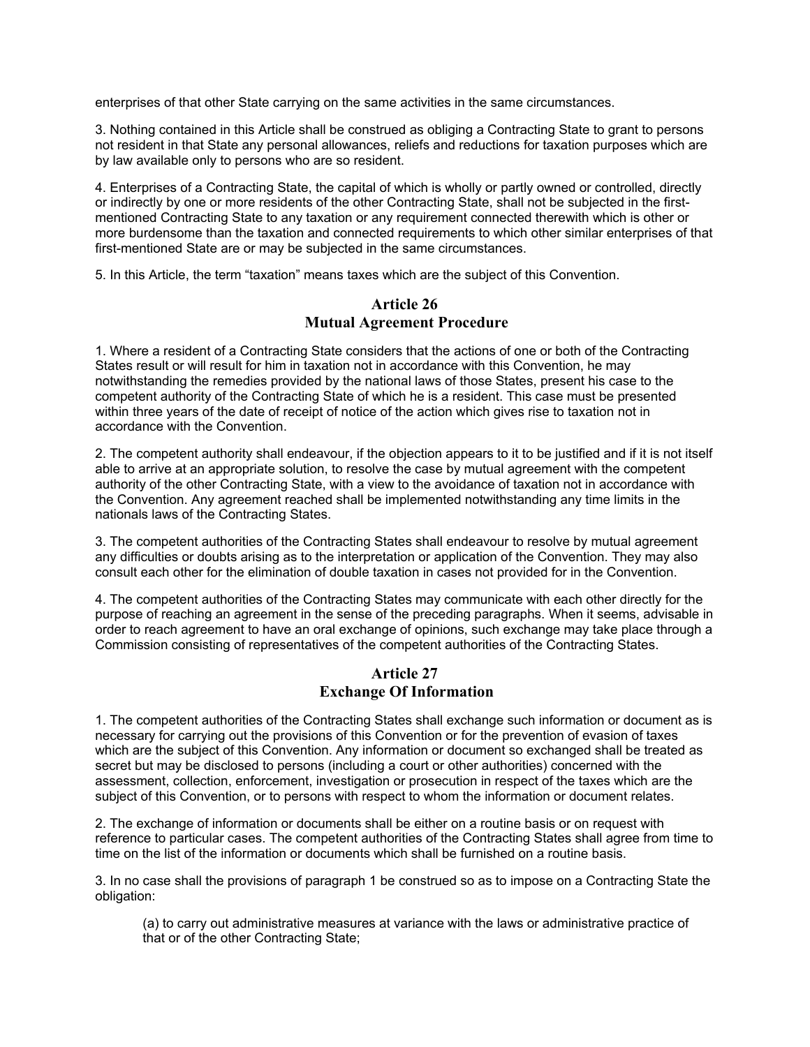enterprises of that other State carrying on the same activities in the same circumstances.

3. Nothing contained in this Article shall be construed as obliging a Contracting State to grant to persons not resident in that State any personal allowances, reliefs and reductions for taxation purposes which are by law available only to persons who are so resident.

4. Enterprises of a Contracting State, the capital of which is wholly or partly owned or controlled, directly or indirectly by one or more residents of the other Contracting State, shall not be subjected in the first-mentioned Contracting State to any taxation or any requirement connected therewith which is other or more burdensome than the taxation and connected requirements to which other similar enterprises of that first-mentioned State are or may be subjected in the same circumstances.

5. In this Article, the term “taxation” means taxes which are the subject of this Convention.

## Article 26
## Mutual Agreement Procedure

1. Where a resident of a Contracting State considers that the actions of one or both of the Contracting States result or will result for him in taxation not in accordance with this Convention, he may notwithstanding the remedies provided by the national laws of those States, present his case to the competent authority of the Contracting State of which he is a resident. This case must be presented within three years of the date of receipt of notice of the action which gives rise to taxation not in accordance with the Convention.

2. The competent authority shall endeavour, if the objection appears to it to be justified and if it is not itself able to arrive at an appropriate solution, to resolve the case by mutual agreement with the competent authority of the other Contracting State, with a view to the avoidance of taxation not in accordance with the Convention. Any agreement reached shall be implemented notwithstanding any time limits in the nationals laws of the Contracting States.

3. The competent authorities of the Contracting States shall endeavour to resolve by mutual agreement any difficulties or doubts arising as to the interpretation or application of the Convention. They may also consult each other for the elimination of double taxation in cases not provided for in the Convention.

4. The competent authorities of the Contracting States may communicate with each other directly for the purpose of reaching an agreement in the sense of the preceding paragraphs. When it seems, advisable in order to reach agreement to have an oral exchange of opinions, such exchange may take place through a Commission consisting of representatives of the competent authorities of the Contracting States.

## Article 27
## Exchange Of Information

1. The competent authorities of the Contracting States shall exchange such information or document as is necessary for carrying out the provisions of this Convention or for the prevention of evasion of taxes which are the subject of this Convention. Any information or document so exchanged shall be treated as secret but may be disclosed to persons (including a court or other authorities) concerned with the assessment, collection, enforcement, investigation or prosecution in respect of the taxes which are the subject of this Convention, or to persons with respect to whom the information or document relates.

2. The exchange of information or documents shall be either on a routine basis or on request with reference to particular cases. The competent authorities of the Contracting States shall agree from time to time on the list of the information or documents which shall be furnished on a routine basis.

3. In no case shall the provisions of paragraph 1 be construed so as to impose on a Contracting State the obligation:

(a) to carry out administrative measures at variance with the laws or administrative practice of that or of the other Contracting State;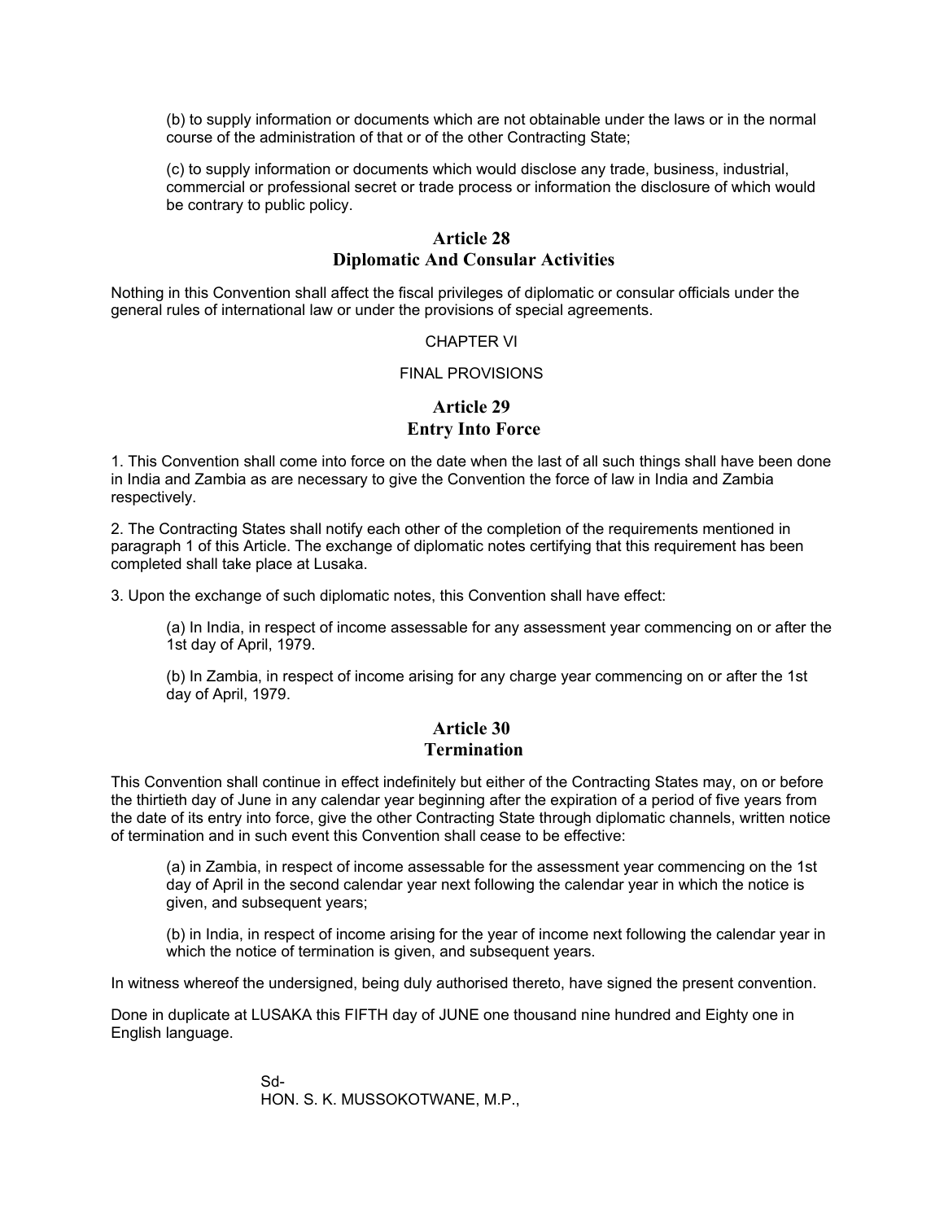(b) to supply information or documents which are not obtainable under the laws or in the normal course of the administration of that or of the other Contracting State;

(c) to supply information or documents which would disclose any trade, business, industrial, commercial or professional secret or trade process or information the disclosure of which would be contrary to public policy.

## Article 28
## Diplomatic And Consular Activities

Nothing in this Convention shall affect the fiscal privileges of diplomatic or consular officials under the general rules of international law or under the provisions of special agreements.

CHAPTER VI

FINAL PROVISIONS

## Article 29
## Entry Into Force

1. This Convention shall come into force on the date when the last of all such things shall have been done in India and Zambia as are necessary to give the Convention the force of law in India and Zambia respectively.

2. The Contracting States shall notify each other of the completion of the requirements mentioned in paragraph 1 of this Article. The exchange of diplomatic notes certifying that this requirement has been completed shall take place at Lusaka.

3. Upon the exchange of such diplomatic notes, this Convention shall have effect:

(a) In India, in respect of income assessable for any assessment year commencing on or after the 1st day of April, 1979.

(b) In Zambia, in respect of income arising for any charge year commencing on or after the 1st day of April, 1979.

## Article 30
## Termination

This Convention shall continue in effect indefinitely but either of the Contracting States may, on or before the thirtieth day of June in any calendar year beginning after the expiration of a period of five years from the date of its entry into force, give the other Contracting State through diplomatic channels, written notice of termination and in such event this Convention shall cease to be effective:

(a) in Zambia, in respect of income assessable for the assessment year commencing on the 1st day of April in the second calendar year next following the calendar year in which the notice is given, and subsequent years;

(b) in India, in respect of income arising for the year of income next following the calendar year in which the notice of termination is given, and subsequent years.

In witness whereof the undersigned, being duly authorised thereto, have signed the present convention.

Done in duplicate at LUSAKA this FIFTH day of JUNE one thousand nine hundred and Eighty one in English language.

Sd-
HON. S. K. MUSSOKOTWANE, M.P.,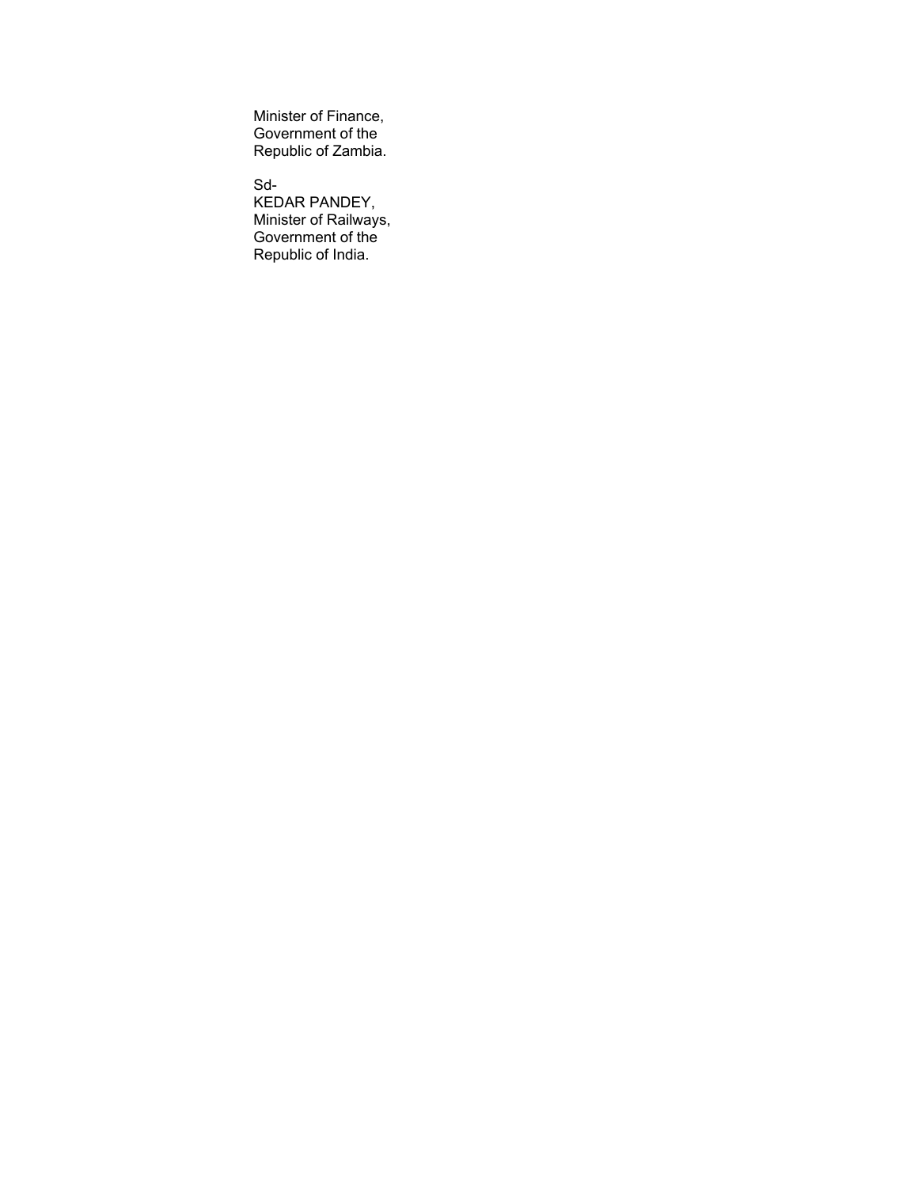Minister of Finance,
Government of the
Republic of Zambia.

Sd-
KEDAR PANDEY,
Minister of Railways,
Government of the
Republic of India.